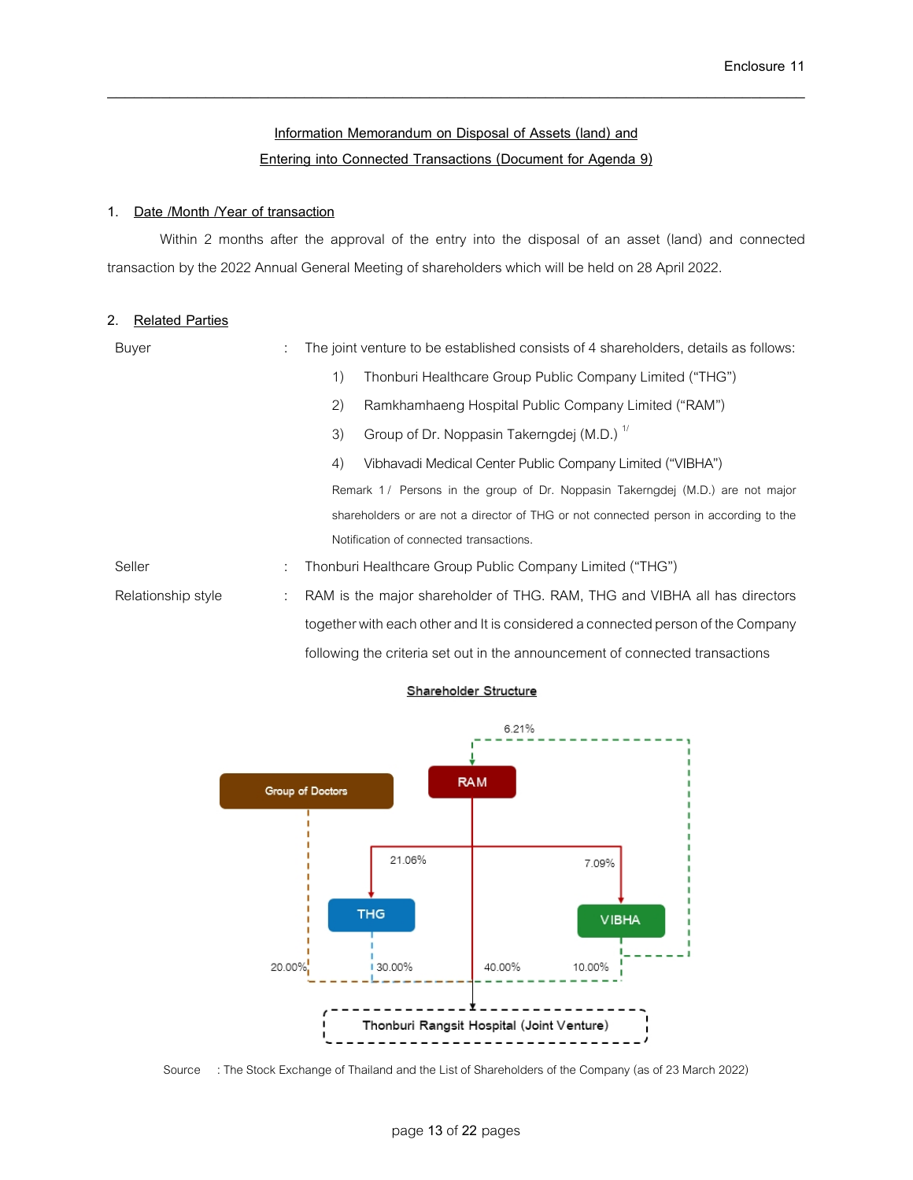## Information Memorandum on Disposal of Assets (land) and Entering into Connected Transactions (Document for Agenda 9)

### 1. Date /Month /Year of transaction

Within 2 months after the approval of the entry into the disposal of an asset (land) and connected transaction by the 2022 Annual General Meeting of shareholders which will be held on 28 April 2022.

### 2. Related Parties

Buyer : The joint venture to be established consists of 4 shareholders, details as follows:

1) Thonburi Healthcare Group Public Company Limited ("THG")
2) Ramkhamhaeng Hospital Public Company Limited ("RAM")
3) Group of Dr. Noppasin Takerngdej (M.D.) [1/]
4) Vibhavadi Medical Center Public Company Limited ("VIBHA")

Remark 1/ Persons in the group of Dr. Noppasin Takerngdej (M.D.) are not major shareholders or are not a director of THG or not connected person in according to the Notification of connected transactions.

Seller : Thonburi Healthcare Group Public Company Limited ("THG")

Relationship style : RAM is the major shareholder of THG. RAM, THG and VIBHA all has directors together with each other and It is considered a connected person of the Company following the criteria set out in the announcement of connected transactions

**Shareholder Structure**

- RAM → THG: 21.06%
- RAM → VIBHA: 7.09%
- VIBHA → RAM: 6.21%
- Group of Doctors → Thonburi Rangsit Hospital (Joint Venture): 20.00%
- THG → Thonburi Rangsit Hospital (Joint Venture): 30.00%
- RAM → Thonburi Rangsit Hospital (Joint Venture): 40.00%
- VIBHA → Thonburi Rangsit Hospital (Joint Venture): 10.00%

Source : The Stock Exchange of Thailand and the List of Shareholders of the Company (as of 23 March 2022)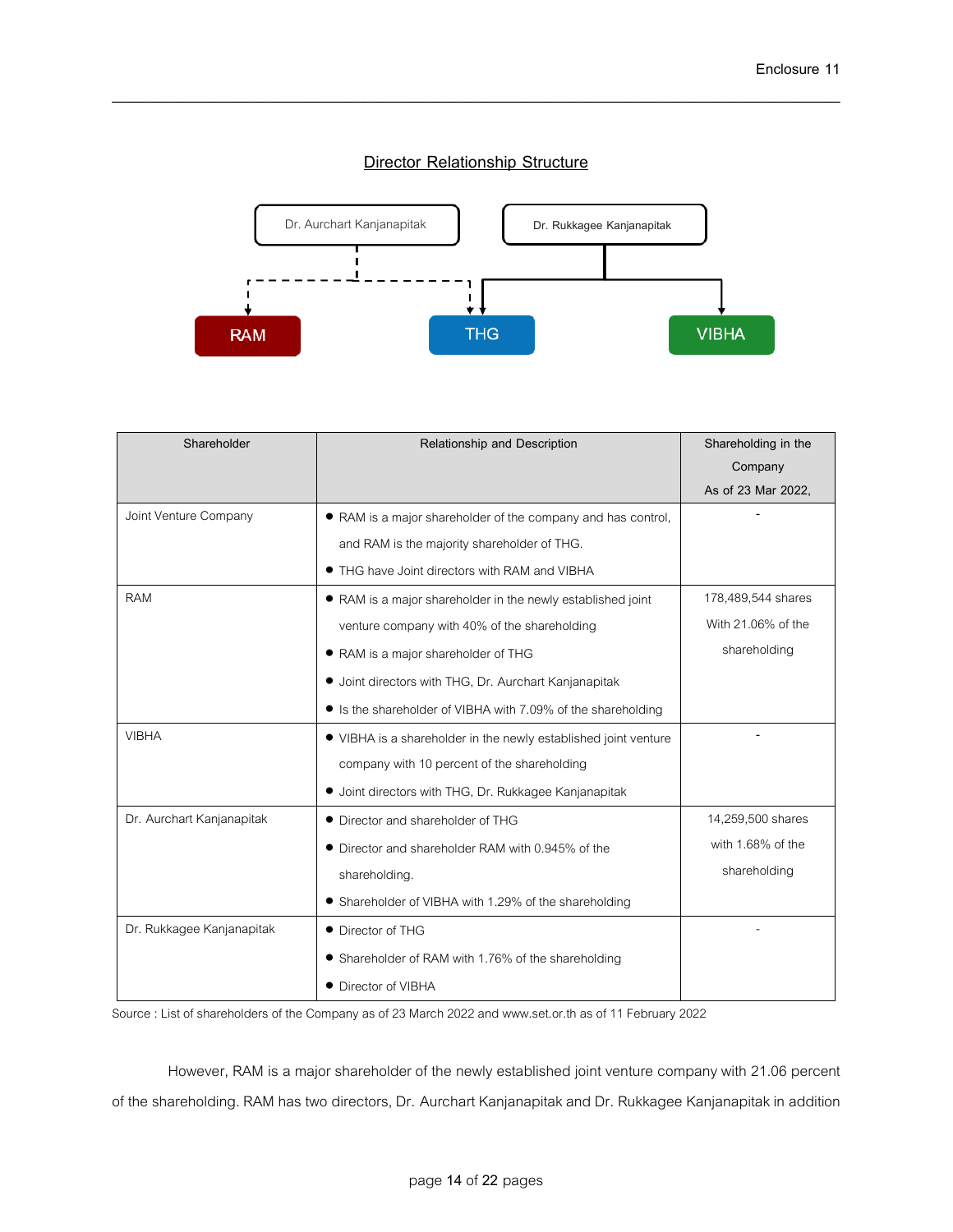Enclosure 11

## Director Relationship Structure

| Shareholder | Relationship and Description | Shareholding in the Company As of 23 Mar 2022, |
|---|---|---|
| Joint Venture Company | • RAM is a major shareholder of the company and has control, and RAM is the majority shareholder of THG.<br>• THG have Joint directors with RAM and VIBHA | - |
| RAM | • RAM is a major shareholder in the newly established joint venture company with 40% of the shareholding<br>• RAM is a major shareholder of THG<br>• Joint directors with THG, Dr. Aurchart Kanjanapitak<br>• Is the shareholder of VIBHA with 7.09% of the shareholding | 178,489,544 shares With 21.06% of the shareholding |
| VIBHA | • VIBHA is a shareholder in the newly established joint venture company with 10 percent of the shareholding<br>• Joint directors with THG, Dr. Rukkagee Kanjanapitak | - |
| Dr. Aurchart Kanjanapitak | • Director and shareholder of THG<br>• Director and shareholder RAM with 0.945% of the shareholding.<br>• Shareholder of VIBHA with 1.29% of the shareholding | 14,259,500 shares with 1.68% of the shareholding |
| Dr. Rukkagee Kanjanapitak | • Director of THG<br>• Shareholder of RAM with 1.76% of the shareholding<br>• Director of VIBHA | - |

Source : List of shareholders of the Company as of 23 March 2022 and www.set.or.th as of 11 February 2022

However, RAM is a major shareholder of the newly established joint venture company with 21.06 percent of the shareholding. RAM has two directors, Dr. Aurchart Kanjanapitak and Dr. Rukkagee Kanjanapitak in addition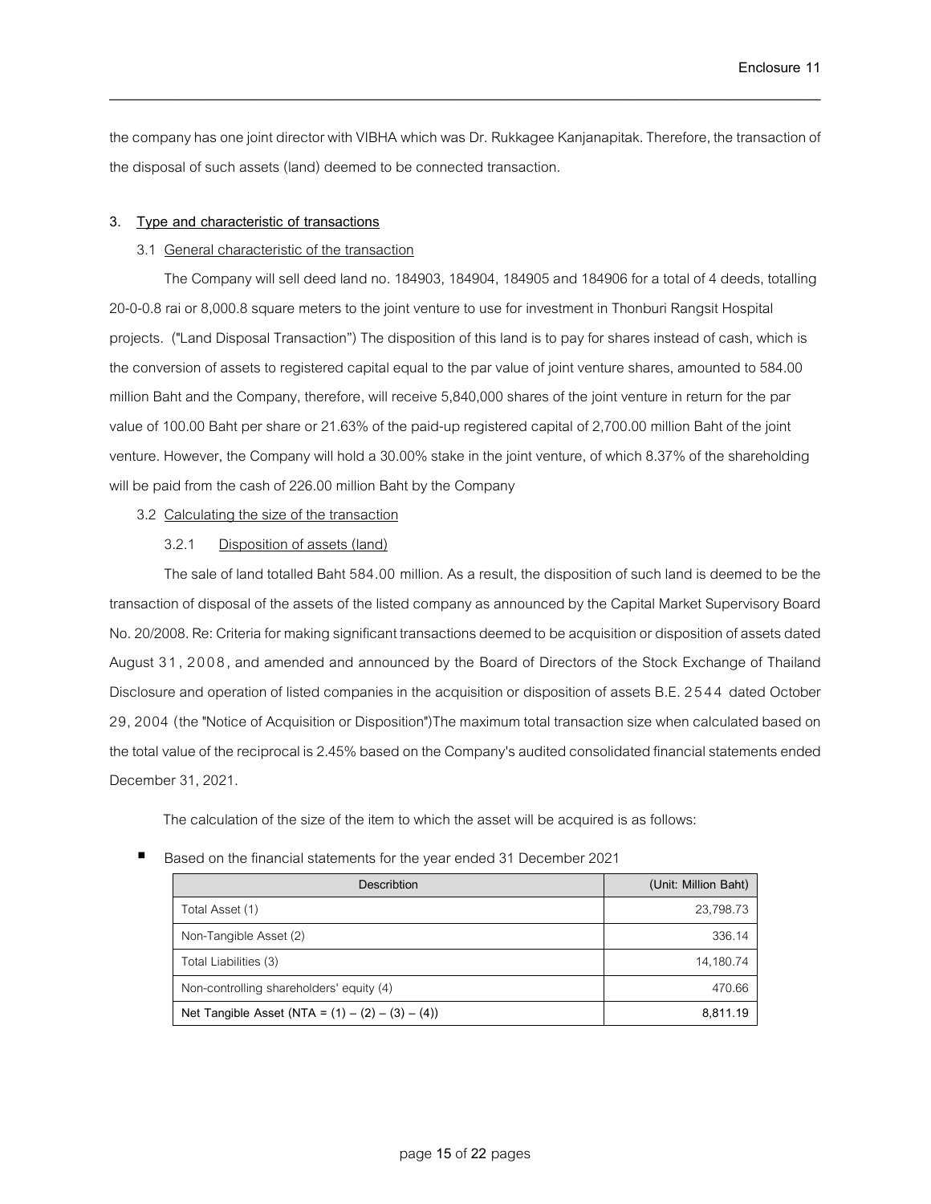the company has one joint director with VIBHA which was Dr. Rukkagee Kanjanapitak. Therefore, the transaction of the disposal of such assets (land) deemed to be connected transaction.

### 3. Type and characteristic of transactions

#### 3.1 General characteristic of the transaction

The Company will sell deed land no. 184903, 184904, 184905 and 184906 for a total of 4 deeds, totalling 20-0-0.8 rai or 8,000.8 square meters to the joint venture to use for investment in Thonburi Rangsit Hospital projects. ("Land Disposal Transaction") The disposition of this land is to pay for shares instead of cash, which is the conversion of assets to registered capital equal to the par value of joint venture shares, amounted to 584.00 million Baht and the Company, therefore, will receive 5,840,000 shares of the joint venture in return for the par value of 100.00 Baht per share or 21.63% of the paid-up registered capital of 2,700.00 million Baht of the joint venture. However, the Company will hold a 30.00% stake in the joint venture, of which 8.37% of the shareholding will be paid from the cash of 226.00 million Baht by the Company

#### 3.2 Calculating the size of the transaction

##### 3.2.1 Disposition of assets (land)

The sale of land totalled Baht 584.00 million. As a result, the disposition of such land is deemed to be the transaction of disposal of the assets of the listed company as announced by the Capital Market Supervisory Board No. 20/2008. Re: Criteria for making significant transactions deemed to be acquisition or disposition of assets dated August 31, 2008, and amended and announced by the Board of Directors of the Stock Exchange of Thailand Disclosure and operation of listed companies in the acquisition or disposition of assets B.E. 2544 dated October 29, 2004 (the "Notice of Acquisition or Disposition")The maximum total transaction size when calculated based on the total value of the reciprocal is 2.45% based on the Company's audited consolidated financial statements ended December 31, 2021.

The calculation of the size of the item to which the asset will be acquired is as follows:

- Based on the financial statements for the year ended 31 December 2021

| Describtion | (Unit: Million Baht) |
|---|---:|
| Total Asset (1) | 23,798.73 |
| Non-Tangible Asset (2) | 336.14 |
| Total Liabilities (3) | 14,180.74 |
| Non-controlling shareholders' equity (4) | 470.66 |
| **Net Tangible Asset (NTA = (1) – (2) – (3) – (4))** | **8,811.19** |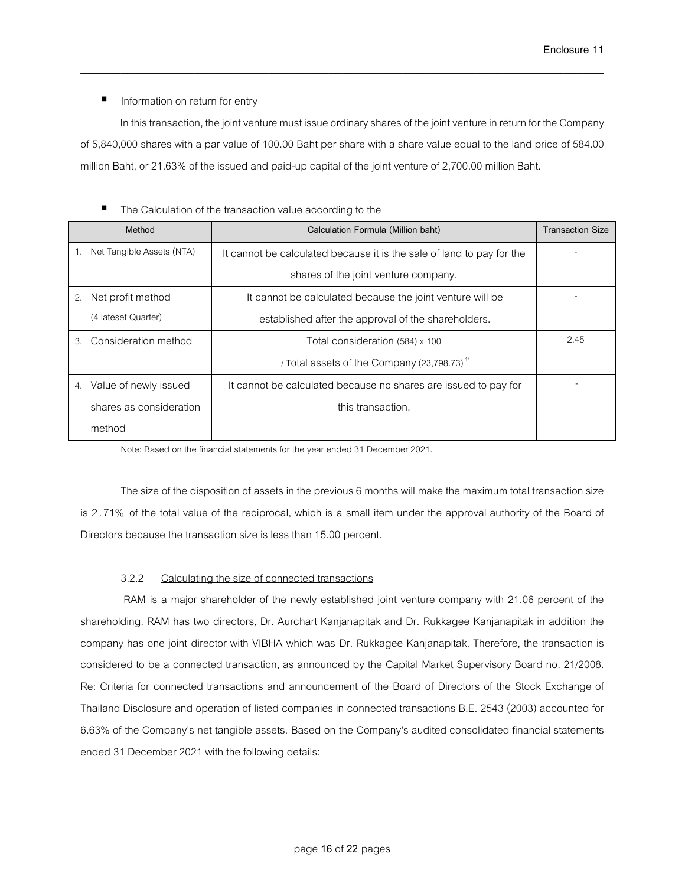- Information on return for entry

In this transaction, the joint venture must issue ordinary shares of the joint venture in return for the Company of 5,840,000 shares with a par value of 100.00 Baht per share with a share value equal to the land price of 584.00 million Baht, or 21.63% of the issued and paid-up capital of the joint venture of 2,700.00 million Baht.

- The Calculation of the transaction value according to the

| Method | Calculation Formula (Million baht) | Transaction Size |
|---|---|---|
| 1. Net Tangible Assets (NTA) | It cannot be calculated because it is the sale of land to pay for the shares of the joint venture company. | - |
| 2. Net profit method (4 lateset Quarter) | It cannot be calculated because the joint venture will be established after the approval of the shareholders. | - |
| 3. Consideration method | Total consideration (584) x 100 / Total assets of the Company (23,798.73) 1/ | 2.45 |
| 4. Value of newly issued shares as consideration method | It cannot be calculated because no shares are issued to pay for this transaction. | - |

Note: Based on the financial statements for the year ended 31 December 2021.

The size of the disposition of assets in the previous 6 months will make the maximum total transaction size is 2.71% of the total value of the reciprocal, which is a small item under the approval authority of the Board of Directors because the transaction size is less than 15.00 percent.

3.2.2 Calculating the size of connected transactions

RAM is a major shareholder of the newly established joint venture company with 21.06 percent of the shareholding. RAM has two directors, Dr. Aurchart Kanjanapitak and Dr. Rukkagee Kanjanapitak in addition the company has one joint director with VIBHA which was Dr. Rukkagee Kanjanapitak. Therefore, the transaction is considered to be a connected transaction, as announced by the Capital Market Supervisory Board no. 21/2008. Re: Criteria for connected transactions and announcement of the Board of Directors of the Stock Exchange of Thailand Disclosure and operation of listed companies in connected transactions B.E. 2543 (2003) accounted for 6.63% of the Company's net tangible assets. Based on the Company's audited consolidated financial statements ended 31 December 2021 with the following details: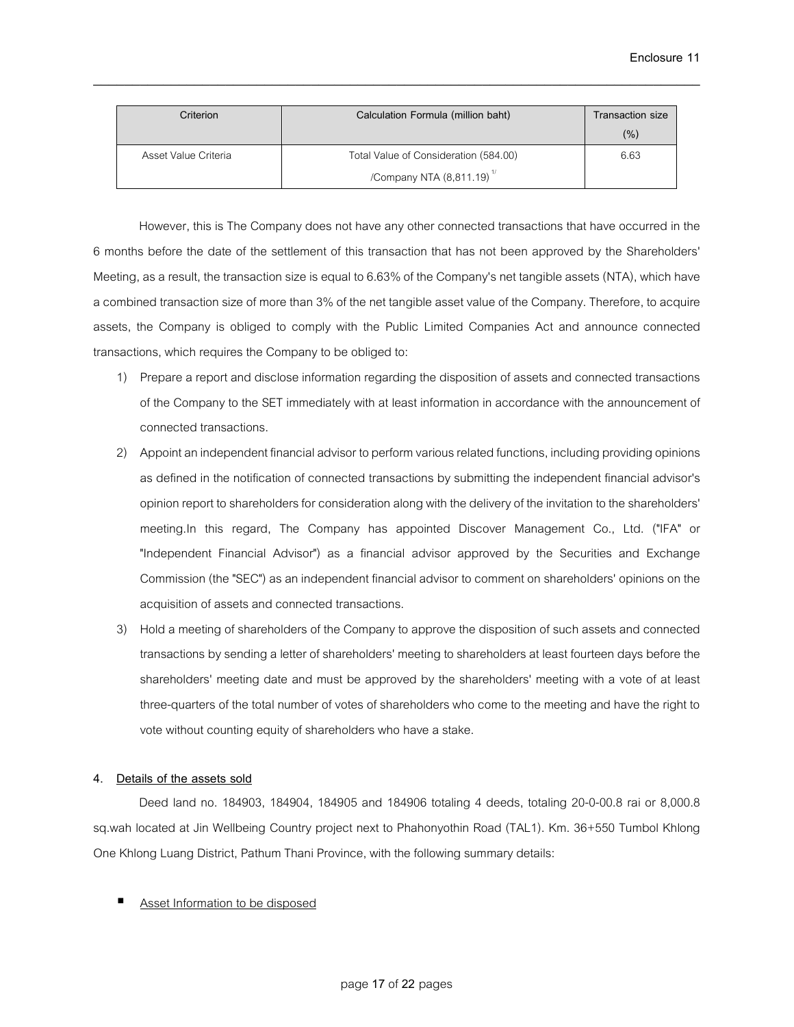| Criterion | Calculation Formula (million baht) | Transaction size (%) |
|---|---|---|
| Asset Value Criteria | Total Value of Consideration (584.00) /Company NTA (8,811.19)[1/] | 6.63 |

However, this is The Company does not have any other connected transactions that have occurred in the 6 months before the date of the settlement of this transaction that has not been approved by the Shareholders' Meeting, as a result, the transaction size is equal to 6.63% of the Company's net tangible assets (NTA), which have a combined transaction size of more than 3% of the net tangible asset value of the Company. Therefore, to acquire assets, the Company is obliged to comply with the Public Limited Companies Act and announce connected transactions, which requires the Company to be obliged to:

1) Prepare a report and disclose information regarding the disposition of assets and connected transactions of the Company to the SET immediately with at least information in accordance with the announcement of connected transactions.
2) Appoint an independent financial advisor to perform various related functions, including providing opinions as defined in the notification of connected transactions by submitting the independent financial advisor's opinion report to shareholders for consideration along with the delivery of the invitation to the shareholders' meeting.In this regard, The Company has appointed Discover Management Co., Ltd. ("IFA" or "Independent Financial Advisor") as a financial advisor approved by the Securities and Exchange Commission (the "SEC") as an independent financial advisor to comment on shareholders' opinions on the acquisition of assets and connected transactions.
3) Hold a meeting of shareholders of the Company to approve the disposition of such assets and connected transactions by sending a letter of shareholders' meeting to shareholders at least fourteen days before the shareholders' meeting date and must be approved by the shareholders' meeting with a vote of at least three-quarters of the total number of votes of shareholders who come to the meeting and have the right to vote without counting equity of shareholders who have a stake.

4. <u>Details of the assets sold</u>

Deed land no. 184903, 184904, 184905 and 184906 totaling 4 deeds, totaling 20-0-00.8 rai or 8,000.8 sq.wah located at Jin Wellbeing Country project next to Phahonyothin Road (TAL1). Km. 36+550 Tumbol Khlong One Khlong Luang District, Pathum Thani Province, with the following summary details:

- <u>Asset Information to be disposed</u>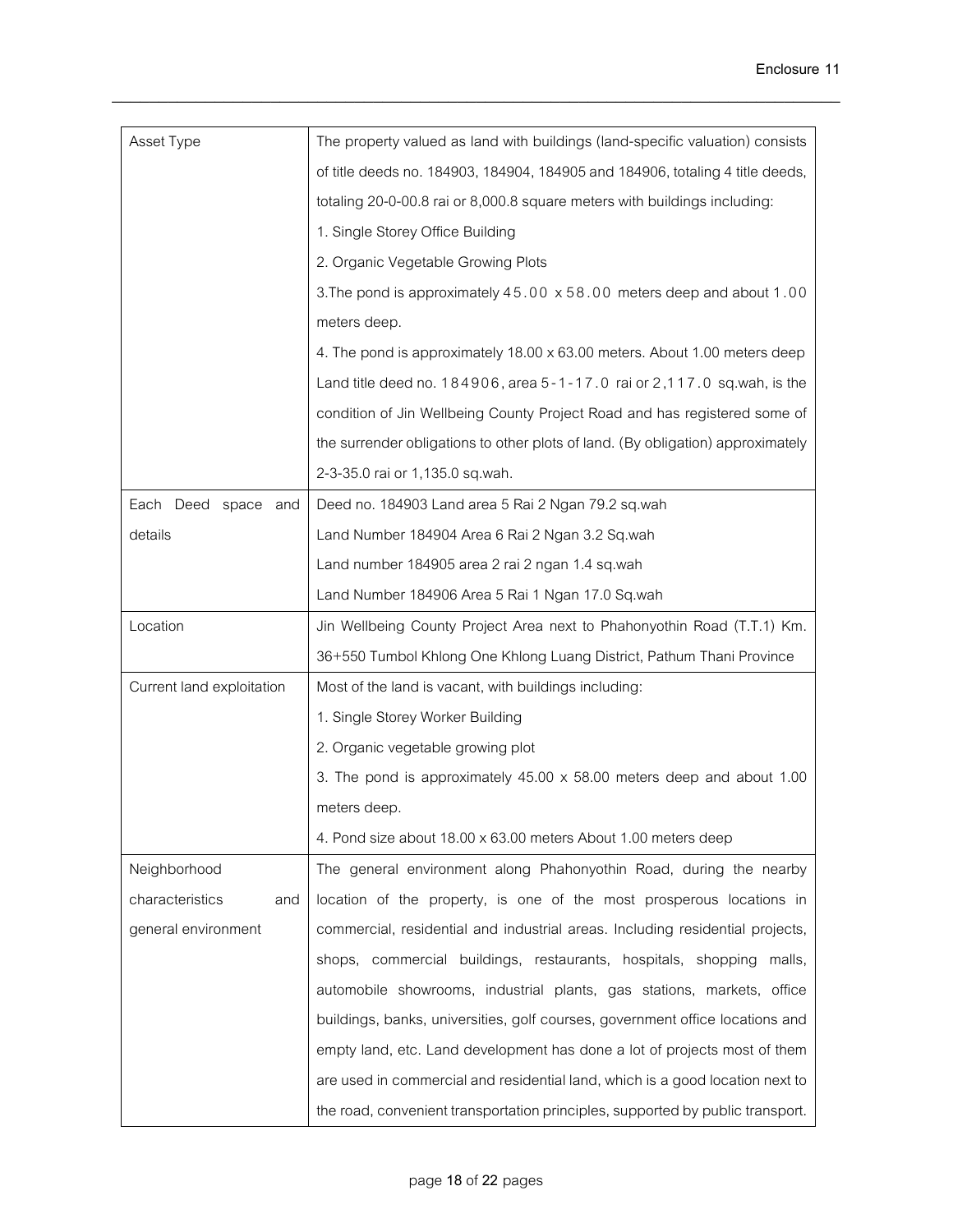| Asset Type | The property valued as land with buildings (land-specific valuation) consists of title deeds no. 184903, 184904, 184905 and 184906, totaling 4 title deeds, totaling 20-0-00.8 rai or 8,000.8 square meters with buildings including:<br>1. Single Storey Office Building<br>2. Organic Vegetable Growing Plots<br>3.The pond is approximately 45.00 x 58.00 meters deep and about 1.00 meters deep.<br>4. The pond is approximately 18.00 x 63.00 meters. About 1.00 meters deep<br>Land title deed no. 184906, area 5-1-17.0 rai or 2,117.0 sq.wah, is the condition of Jin Wellbeing County Project Road and has registered some of the surrender obligations to other plots of land. (By obligation) approximately 2-3-35.0 rai or 1,135.0 sq.wah. |
|---|---|
| Each Deed space and details | Deed no. 184903 Land area 5 Rai 2 Ngan 79.2 sq.wah<br>Land Number 184904 Area 6 Rai 2 Ngan 3.2 Sq.wah<br>Land number 184905 area 2 rai 2 ngan 1.4 sq.wah<br>Land Number 184906 Area 5 Rai 1 Ngan 17.0 Sq.wah |
| Location | Jin Wellbeing County Project Area next to Phahonyothin Road (T.T.1) Km. 36+550 Tumbol Khlong One Khlong Luang District, Pathum Thani Province |
| Current land exploitation | Most of the land is vacant, with buildings including:<br>1. Single Storey Worker Building<br>2. Organic vegetable growing plot<br>3. The pond is approximately 45.00 x 58.00 meters deep and about 1.00 meters deep.<br>4. Pond size about 18.00 x 63.00 meters About 1.00 meters deep |
| Neighborhood characteristics and general environment | The general environment along Phahonyothin Road, during the nearby location of the property, is one of the most prosperous locations in commercial, residential and industrial areas. Including residential projects, shops, commercial buildings, restaurants, hospitals, shopping malls, automobile showrooms, industrial plants, gas stations, markets, office buildings, banks, universities, golf courses, government office locations and empty land, etc. Land development has done a lot of projects most of them are used in commercial and residential land, which is a good location next to the road, convenient transportation principles, supported by public transport. |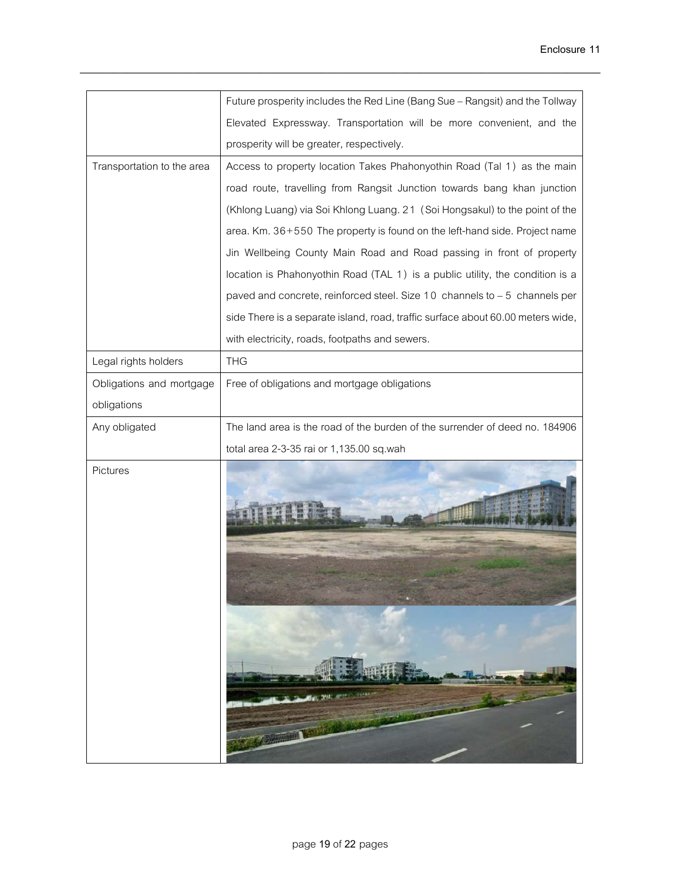| | |
|---|---|
| | Future prosperity includes the Red Line (Bang Sue – Rangsit) and the Tollway Elevated Expressway. Transportation will be more convenient, and the prosperity will be greater, respectively. |
| Transportation to the area | Access to property location Takes Phahonyothin Road (Tal 1) as the main road route, travelling from Rangsit Junction towards bang khan junction (Khlong Luang) via Soi Khlong Luang. 21 (Soi Hongsakul) to the point of the area. Km. 36+550 The property is found on the left-hand side. Project name Jin Wellbeing County Main Road and Road passing in front of property location is Phahonyothin Road (TAL 1) is a public utility, the condition is a paved and concrete, reinforced steel. Size 10 channels to – 5 channels per side There is a separate island, road, traffic surface about 60.00 meters wide, with electricity, roads, footpaths and sewers. |
| Legal rights holders | THG |
| Obligations and mortgage obligations | Free of obligations and mortgage obligations |
| Any obligated | The land area is the road of the burden of the surrender of deed no. 184906 total area 2-3-35 rai or 1,135.00 sq.wah |
| Pictures | |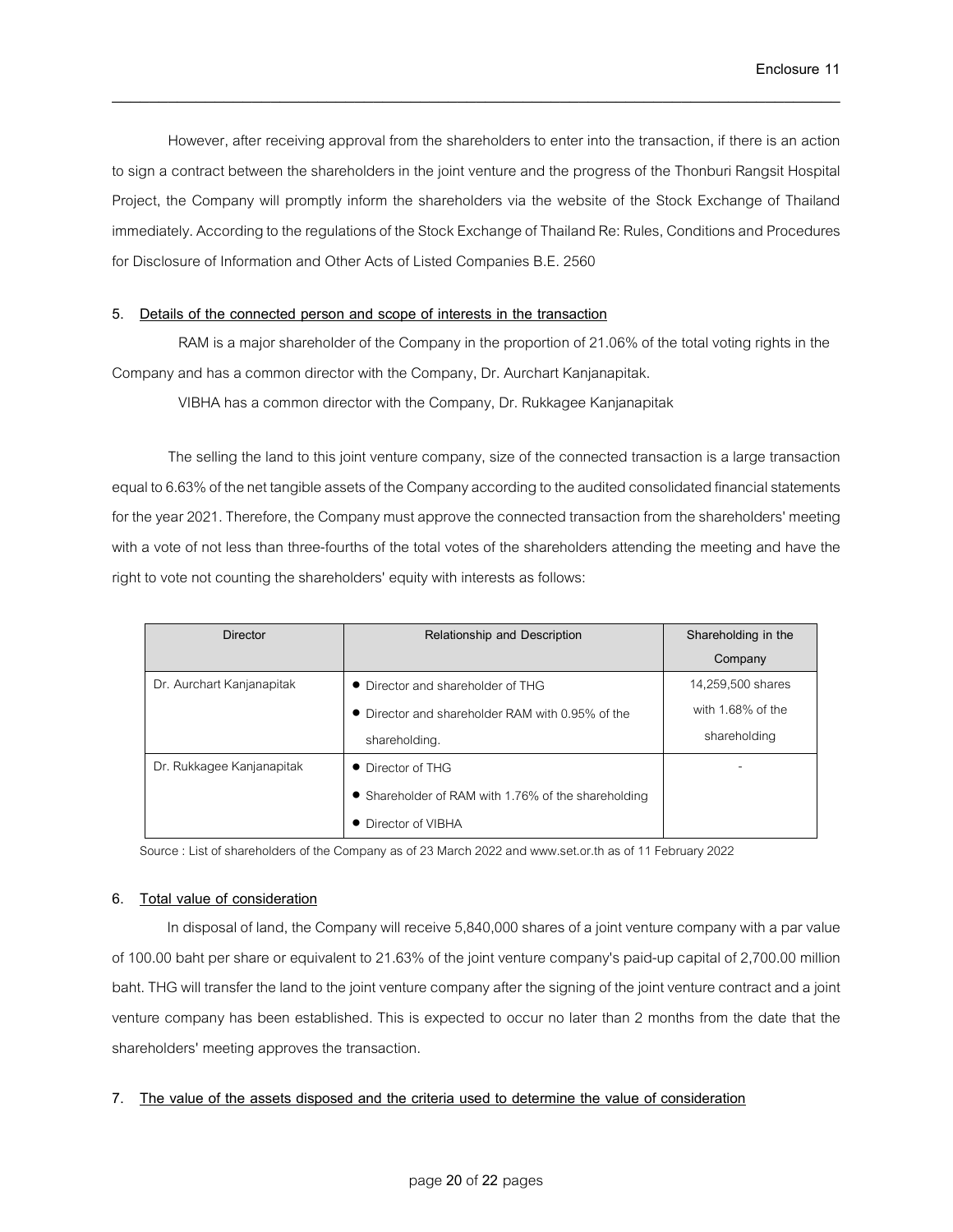However, after receiving approval from the shareholders to enter into the transaction, if there is an action to sign a contract between the shareholders in the joint venture and the progress of the Thonburi Rangsit Hospital Project, the Company will promptly inform the shareholders via the website of the Stock Exchange of Thailand immediately. According to the regulations of the Stock Exchange of Thailand Re: Rules, Conditions and Procedures for Disclosure of Information and Other Acts of Listed Companies B.E. 2560

**5. Details of the connected person and scope of interests in the transaction**

RAM is a major shareholder of the Company in the proportion of 21.06% of the total voting rights in the Company and has a common director with the Company, Dr. Aurchart Kanjanapitak.

VIBHA has a common director with the Company, Dr. Rukkagee Kanjanapitak

The selling the land to this joint venture company, size of the connected transaction is a large transaction equal to 6.63% of the net tangible assets of the Company according to the audited consolidated financial statements for the year 2021. Therefore, the Company must approve the connected transaction from the shareholders' meeting with a vote of not less than three-fourths of the total votes of the shareholders attending the meeting and have the right to vote not counting the shareholders' equity with interests as follows:

| Director | Relationship and Description | Shareholding in the Company |
|---|---|---|
| Dr. Aurchart Kanjanapitak | • Director and shareholder of THG<br>• Director and shareholder RAM with 0.95% of the shareholding. | 14,259,500 shares with 1.68% of the shareholding |
| Dr. Rukkagee Kanjanapitak | • Director of THG<br>• Shareholder of RAM with 1.76% of the shareholding<br>• Director of VIBHA | - |

Source : List of shareholders of the Company as of 23 March 2022 and www.set.or.th as of 11 February 2022

**6. Total value of consideration**

In disposal of land, the Company will receive 5,840,000 shares of a joint venture company with a par value of 100.00 baht per share or equivalent to 21.63% of the joint venture company's paid-up capital of 2,700.00 million baht. THG will transfer the land to the joint venture company after the signing of the joint venture contract and a joint venture company has been established. This is expected to occur no later than 2 months from the date that the shareholders' meeting approves the transaction.

**7. The value of the assets disposed and the criteria used to determine the value of consideration**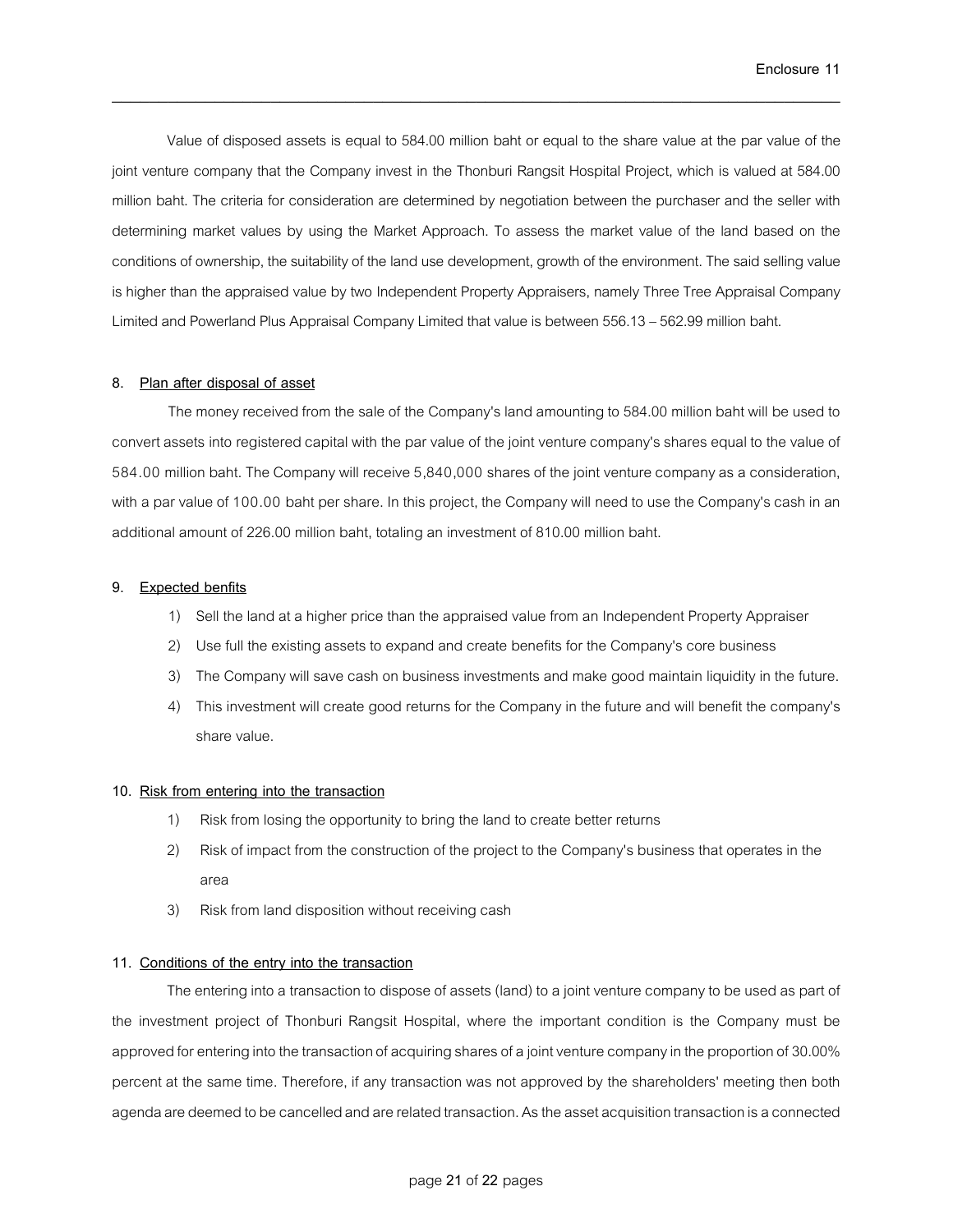Value of disposed assets is equal to 584.00 million baht or equal to the share value at the par value of the joint venture company that the Company invest in the Thonburi Rangsit Hospital Project, which is valued at 584.00 million baht. The criteria for consideration are determined by negotiation between the purchaser and the seller with determining market values by using the Market Approach. To assess the market value of the land based on the conditions of ownership, the suitability of the land use development, growth of the environment. The said selling value is higher than the appraised value by two Independent Property Appraisers, namely Three Tree Appraisal Company Limited and Powerland Plus Appraisal Company Limited that value is between 556.13 – 562.99 million baht.

## 8. Plan after disposal of asset

The money received from the sale of the Company's land amounting to 584.00 million baht will be used to convert assets into registered capital with the par value of the joint venture company's shares equal to the value of 584.00 million baht. The Company will receive 5,840,000 shares of the joint venture company as a consideration, with a par value of 100.00 baht per share. In this project, the Company will need to use the Company's cash in an additional amount of 226.00 million baht, totaling an investment of 810.00 million baht.

## 9. Expected benfits

1) Sell the land at a higher price than the appraised value from an Independent Property Appraiser
2) Use full the existing assets to expand and create benefits for the Company's core business
3) The Company will save cash on business investments and make good maintain liquidity in the future.
4) This investment will create good returns for the Company in the future and will benefit the company's share value.

## 10. Risk from entering into the transaction

1) Risk from losing the opportunity to bring the land to create better returns
2) Risk of impact from the construction of the project to the Company's business that operates in the area
3) Risk from land disposition without receiving cash

## 11. Conditions of the entry into the transaction

The entering into a transaction to dispose of assets (land) to a joint venture company to be used as part of the investment project of Thonburi Rangsit Hospital, where the important condition is the Company must be approved for entering into the transaction of acquiring shares of a joint venture company in the proportion of 30.00% percent at the same time. Therefore, if any transaction was not approved by the shareholders' meeting then both agenda are deemed to be cancelled and are related transaction. As the asset acquisition transaction is a connected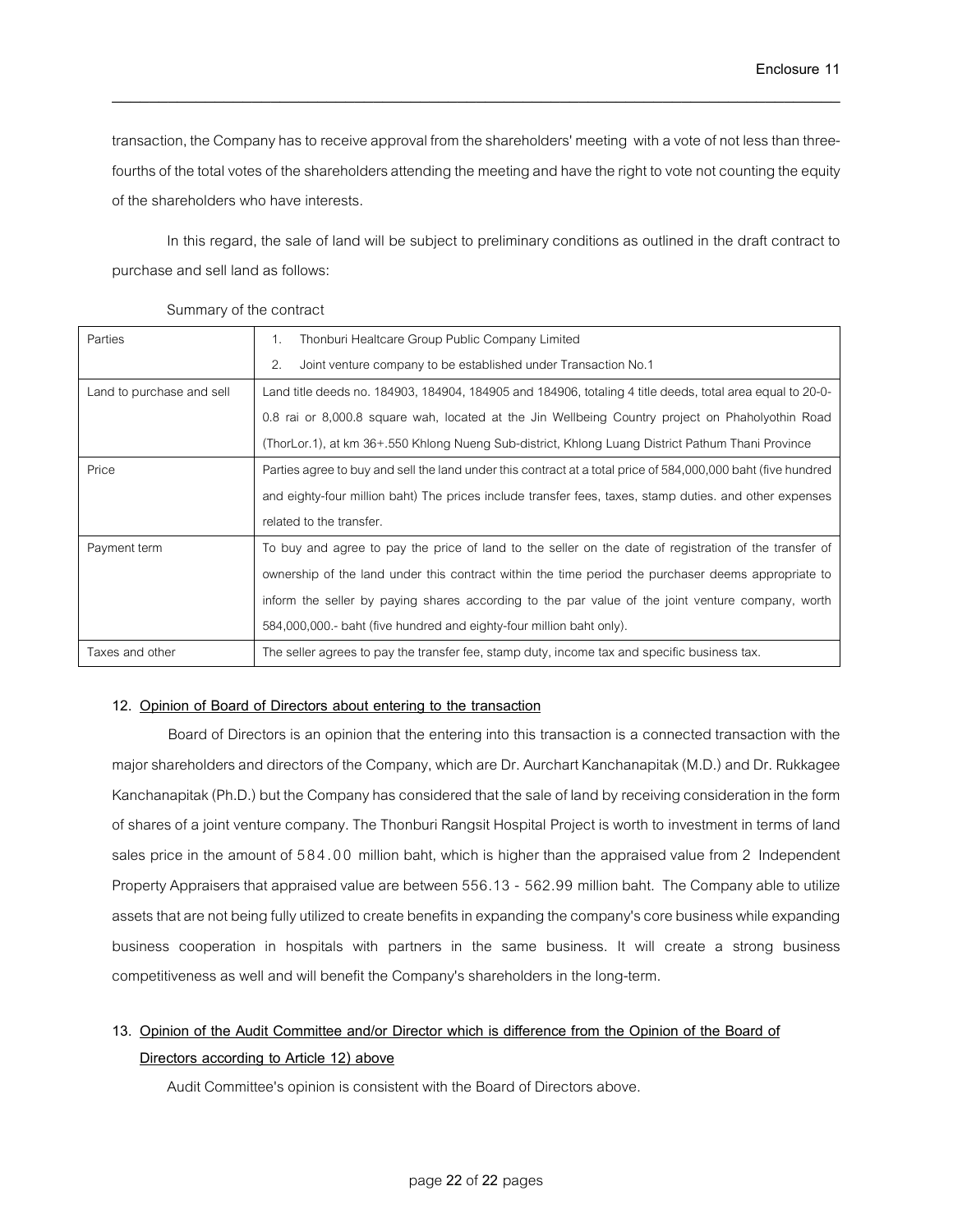transaction, the Company has to receive approval from the shareholders' meeting with a vote of not less than three-fourths of the total votes of the shareholders attending the meeting and have the right to vote not counting the equity of the shareholders who have interests.

In this regard, the sale of land will be subject to preliminary conditions as outlined in the draft contract to purchase and sell land as follows:

Summary of the contract

| | |
|---|---|
| Parties | 1. Thonburi Healtcare Group Public Company Limited<br>2. Joint venture company to be established under Transaction No.1 |
| Land to purchase and sell | Land title deeds no. 184903, 184904, 184905 and 184906, totaling 4 title deeds, total area equal to 20-0-0.8 rai or 8,000.8 square wah, located at the Jin Wellbeing Country project on Phaholyothin Road (ThorLor.1), at km 36+.550 Khlong Nueng Sub-district, Khlong Luang District Pathum Thani Province |
| Price | Parties agree to buy and sell the land under this contract at a total price of 584,000,000 baht (five hundred and eighty-four million baht) The prices include transfer fees, taxes, stamp duties. and other expenses related to the transfer. |
| Payment term | To buy and agree to pay the price of land to the seller on the date of registration of the transfer of ownership of the land under this contract within the time period the purchaser deems appropriate to inform the seller by paying shares according to the par value of the joint venture company, worth 584,000,000.- baht (five hundred and eighty-four million baht only). |
| Taxes and other | The seller agrees to pay the transfer fee, stamp duty, income tax and specific business tax. |

## 12. Opinion of Board of Directors about entering to the transaction

Board of Directors is an opinion that the entering into this transaction is a connected transaction with the major shareholders and directors of the Company, which are Dr. Aurchart Kanchanapitak (M.D.) and Dr. Rukkagee Kanchanapitak (Ph.D.) but the Company has considered that the sale of land by receiving consideration in the form of shares of a joint venture company. The Thonburi Rangsit Hospital Project is worth to investment in terms of land sales price in the amount of 584.00 million baht, which is higher than the appraised value from 2 Independent Property Appraisers that appraised value are between 556.13 - 562.99 million baht. The Company able to utilize assets that are not being fully utilized to create benefits in expanding the company's core business while expanding business cooperation in hospitals with partners in the same business. It will create a strong business competitiveness as well and will benefit the Company's shareholders in the long-term.

## 13. Opinion of the Audit Committee and/or Director which is difference from the Opinion of the Board of Directors according to Article 12) above

Audit Committee's opinion is consistent with the Board of Directors above.